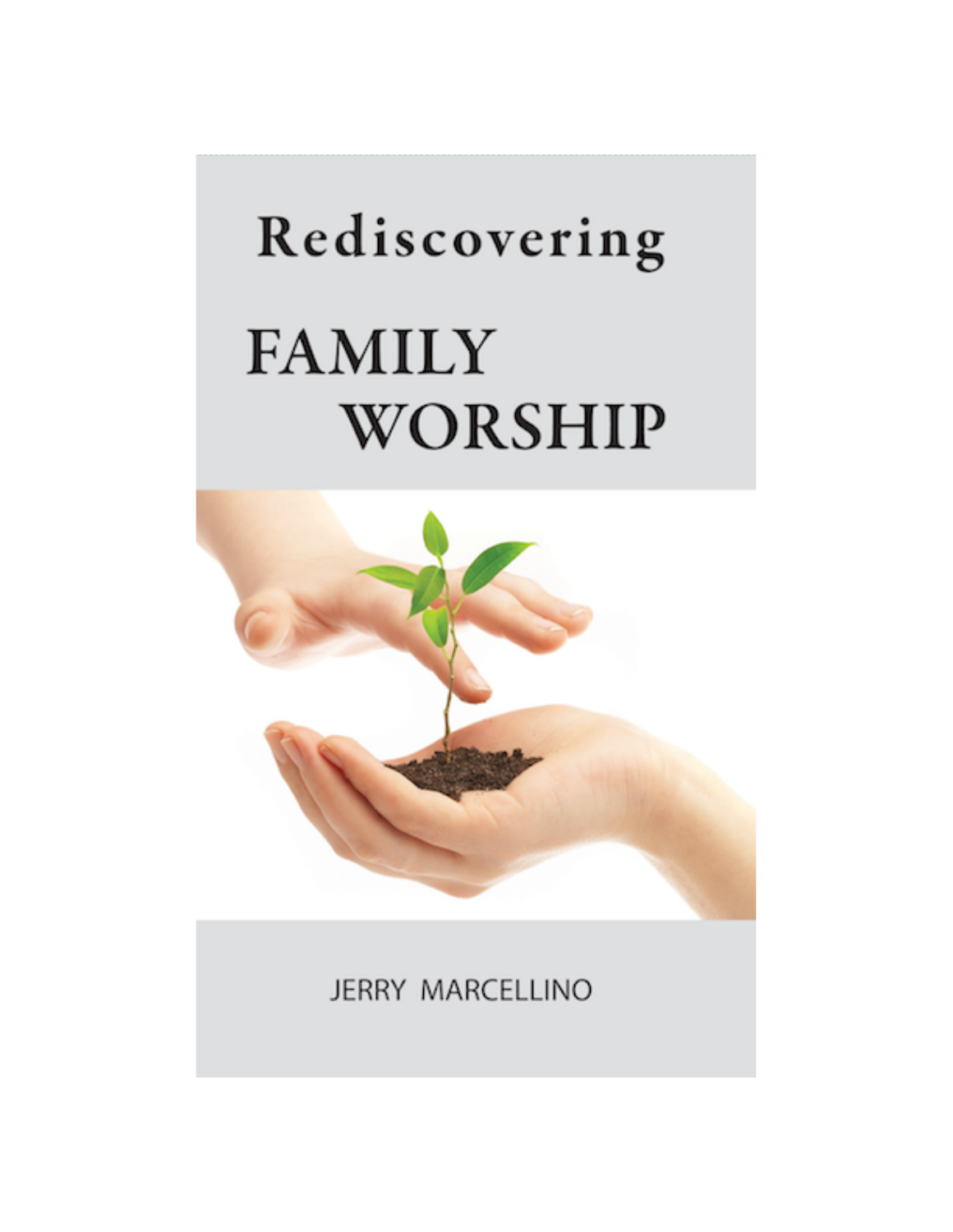# Rediscovering FAMILY WORSHIP

JERRY MARCELLINO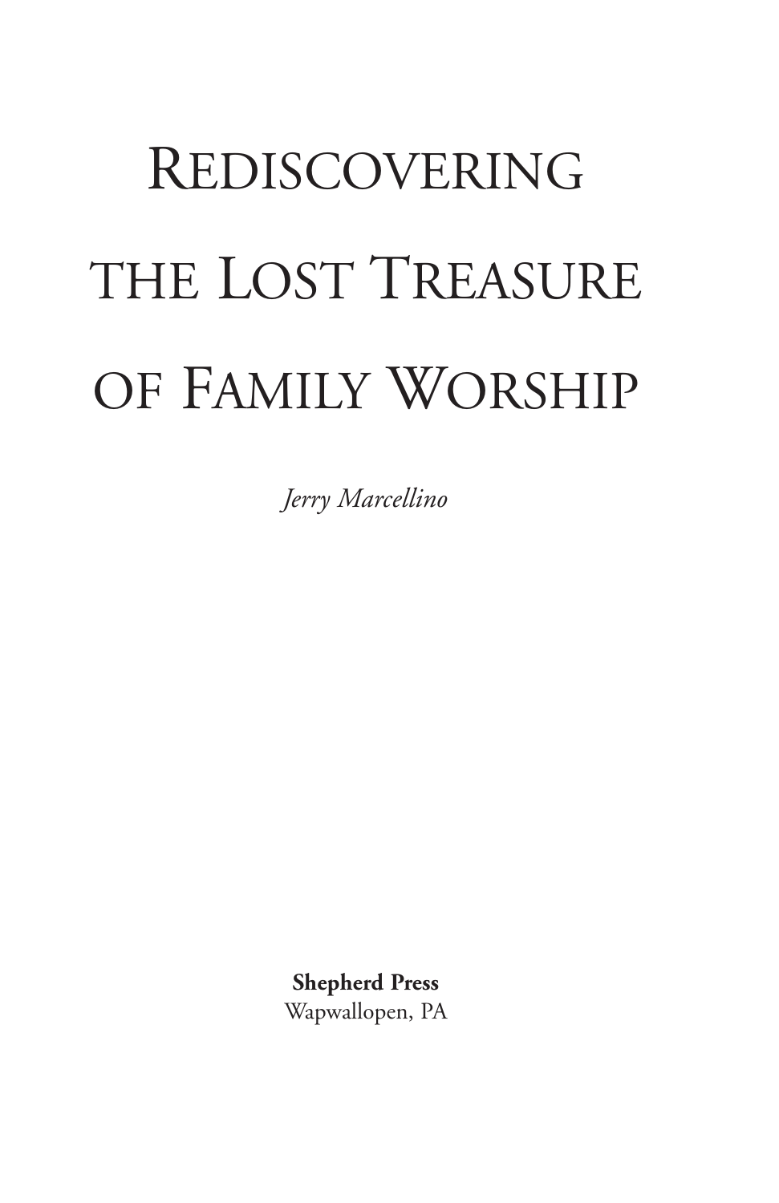# Rediscovering the Lost Treasure of Family Worship

*Jerry Marcellino*

**Shepherd Press**
Wapwallopen, PA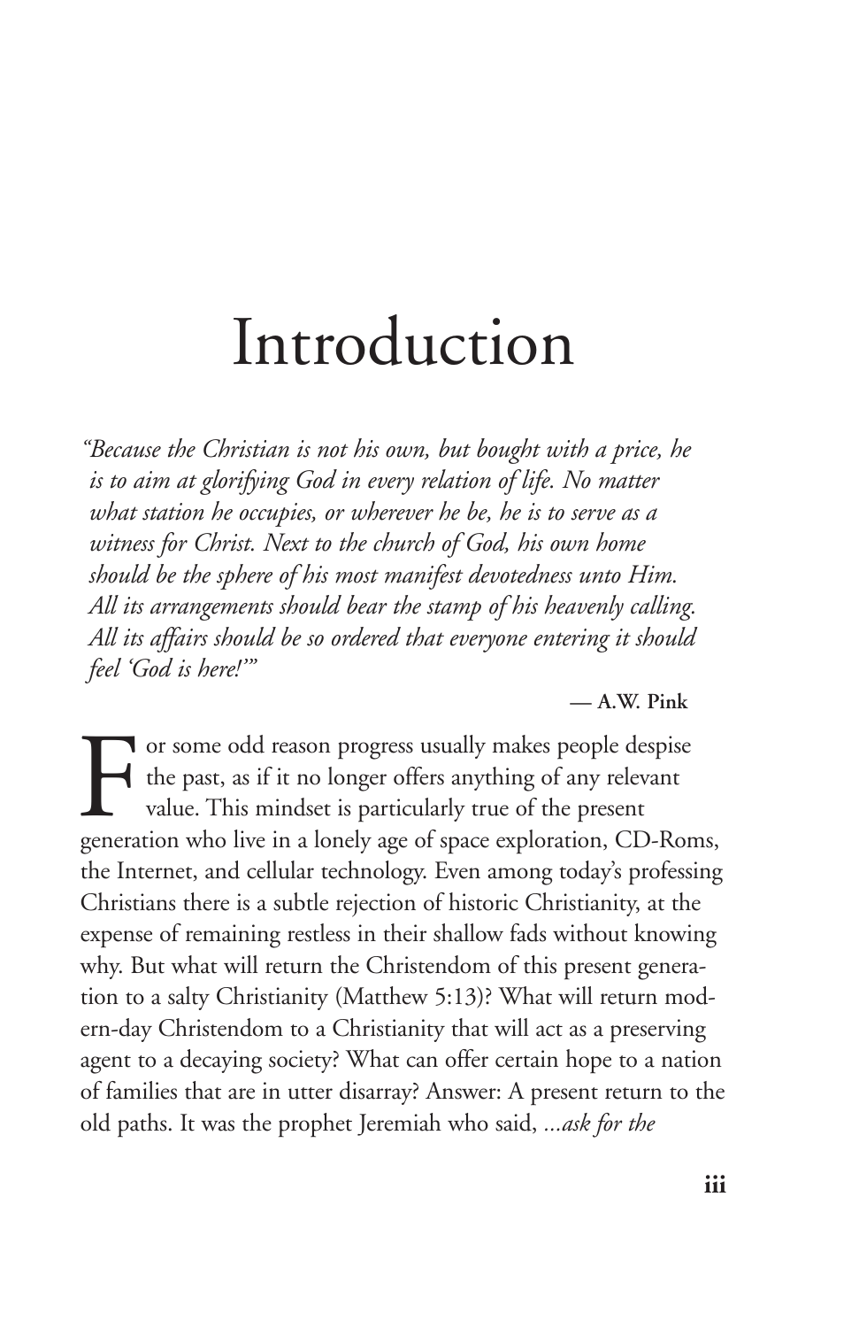# Introduction

*"Because the Christian is not his own, but bought with a price, he is to aim at glorifying God in every relation of life. No matter what station he occupies, or wherever he be, he is to serve as a witness for Christ. Next to the church of God, his own home should be the sphere of his most manifest devotedness unto Him. All its arrangements should bear the stamp of his heavenly calling. All its affairs should be so ordered that everyone entering it should feel 'God is here!'"*

**— A.W. Pink**

For some odd reason progress usually makes people despise the past, as if it no longer offers anything of any relevant value. This mindset is particularly true of the present generation who live in a lonely age of space exploration, CD-Roms, the Internet, and cellular technology. Even among today's professing Christians there is a subtle rejection of historic Christianity, at the expense of remaining restless in their shallow fads without knowing why. But what will return the Christendom of this present generation to a salty Christianity (Matthew 5:13)? What will return modern-day Christendom to a Christianity that will act as a preserving agent to a decaying society? What can offer certain hope to a nation of families that are in utter disarray? Answer: A present return to the old paths. It was the prophet Jeremiah who said, *...ask for the*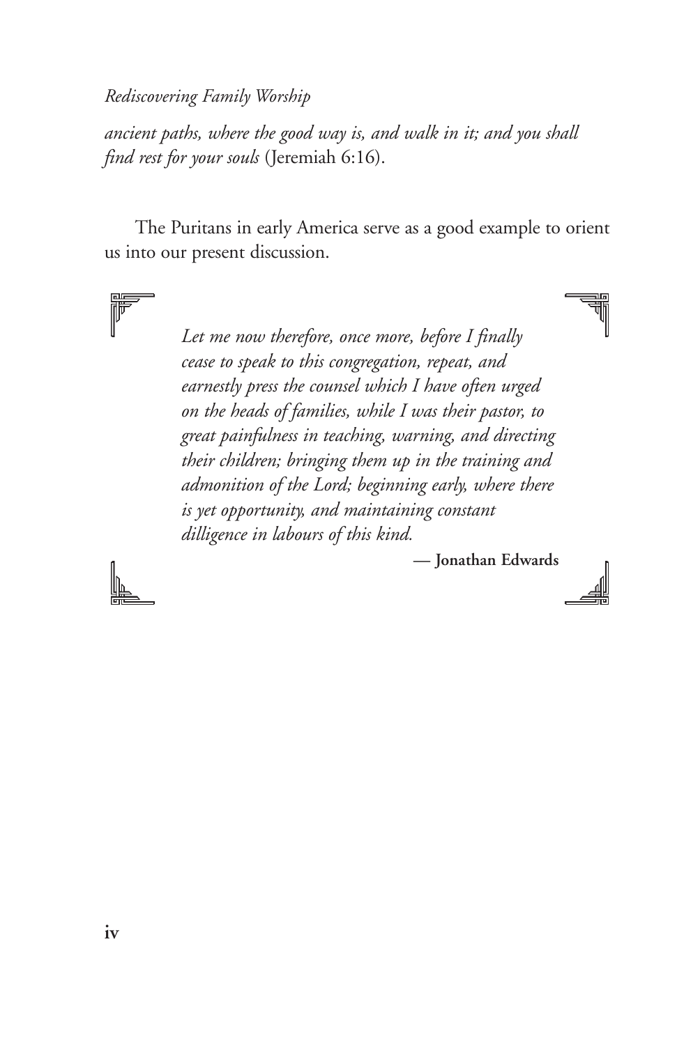*ancient paths, where the good way is, and walk in it; and you shall find rest for your souls* (Jeremiah 6:16).

The Puritans in early America serve as a good example to orient us into our present discussion.

> *Let me now therefore, once more, before I finally cease to speak to this congregation, repeat, and earnestly press the counsel which I have often urged on the heads of families, while I was their pastor, to great painfulness in teaching, warning, and directing their children; bringing them up in the training and admonition of the Lord; beginning early, where there is yet opportunity, and maintaining constant dilligence in labours of this kind.*
>
> **— Jonathan Edwards**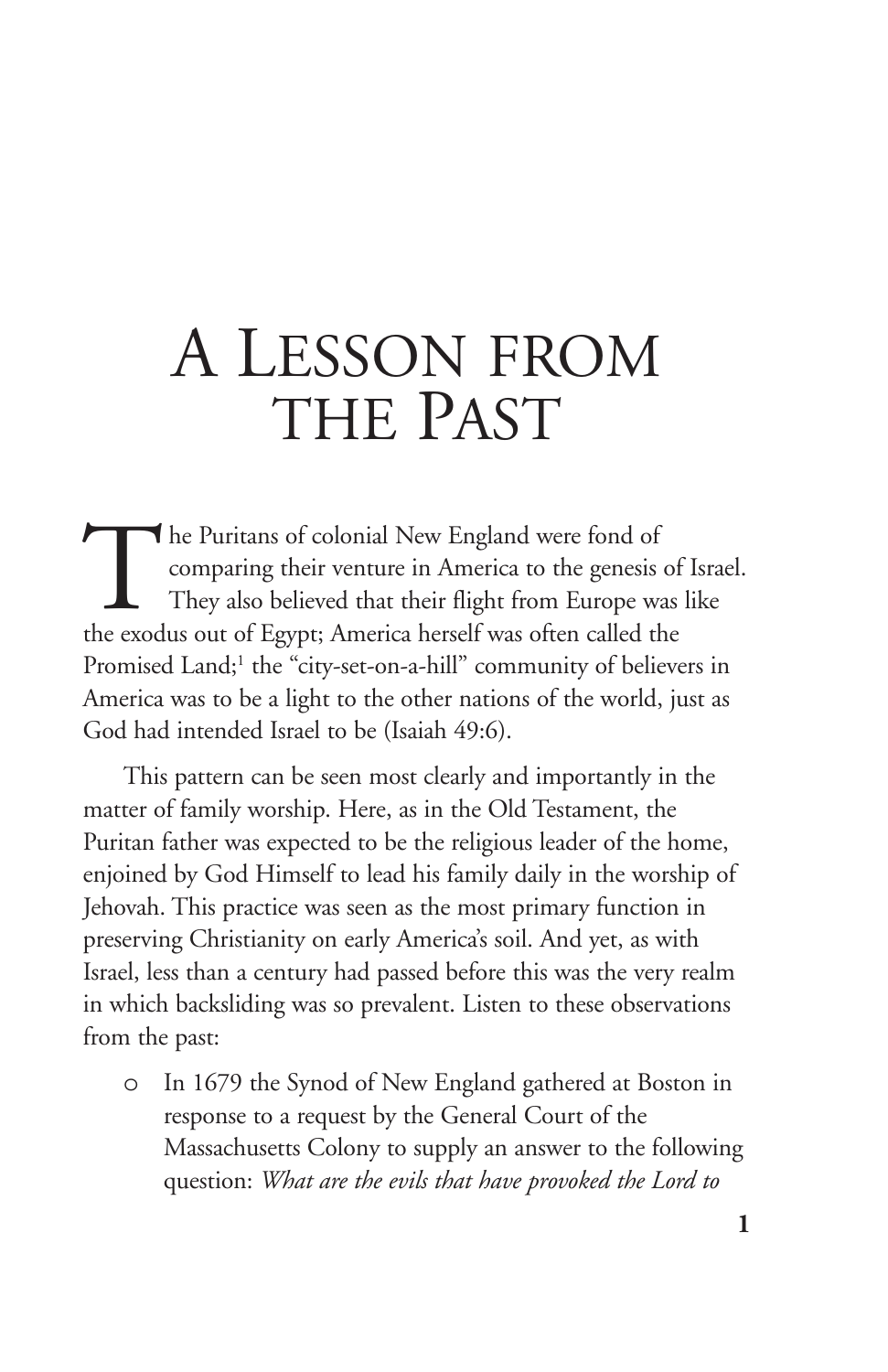# A Lesson from the Past

The Puritans of colonial New England were fond of comparing their venture in America to the genesis of Israel. They also believed that their flight from Europe was like the exodus out of Egypt; America herself was often called the Promised Land;[1] the "city-set-on-a-hill" community of believers in America was to be a light to the other nations of the world, just as God had intended Israel to be (Isaiah 49:6).

This pattern can be seen most clearly and importantly in the matter of family worship. Here, as in the Old Testament, the Puritan father was expected to be the religious leader of the home, enjoined by God Himself to lead his family daily in the worship of Jehovah. This practice was seen as the most primary function in preserving Christianity on early America's soil. And yet, as with Israel, less than a century had passed before this was the very realm in which backsliding was so prevalent. Listen to these observations from the past:

- In 1679 the Synod of New England gathered at Boston in response to a request by the General Court of the Massachusetts Colony to supply an answer to the following question: *What are the evils that have provoked the Lord to*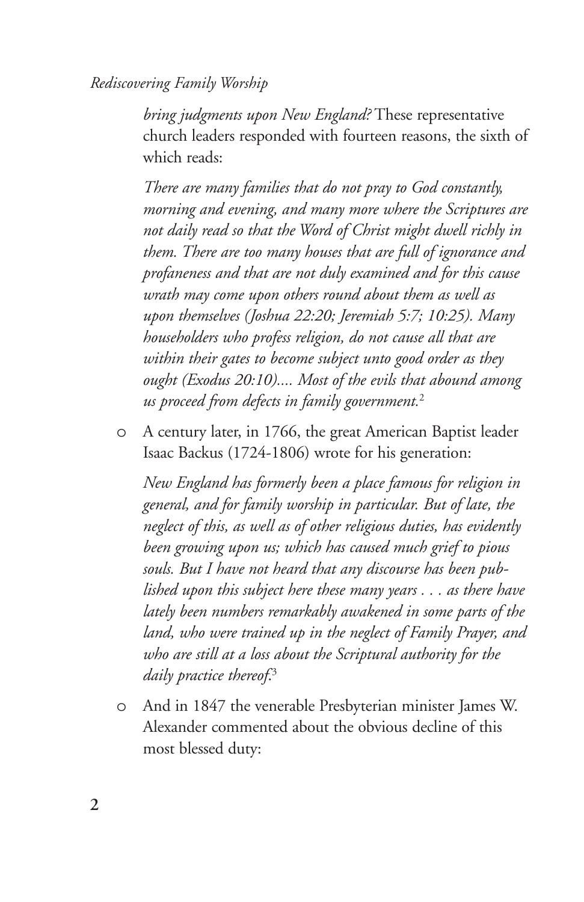*bring judgments upon New England?* These representative church leaders responded with fourteen reasons, the sixth of which reads:

> *There are many families that do not pray to God constantly, morning and evening, and many more where the Scriptures are not daily read so that the Word of Christ might dwell richly in them. There are too many houses that are full of ignorance and profaneness and that are not duly examined and for this cause wrath may come upon others round about them as well as upon themselves (Joshua 22:20; Jeremiah 5:7; 10:25). Many householders who profess religion, do not cause all that are within their gates to become subject unto good order as they ought (Exodus 20:10).... Most of the evils that abound among us proceed from defects in family government.*[2]

- A century later, in 1766, the great American Baptist leader Isaac Backus (1724-1806) wrote for his generation:

  > *New England has formerly been a place famous for religion in general, and for family worship in particular. But of late, the neglect of this, as well as of other religious duties, has evidently been growing upon us; which has caused much grief to pious souls. But I have not heard that any discourse has been published upon this subject here these many years . . . as there have lately been numbers remarkably awakened in some parts of the land, who were trained up in the neglect of Family Prayer, and who are still at a loss about the Scriptural authority for the daily practice thereof.*[3]

- And in 1847 the venerable Presbyterian minister James W. Alexander commented about the obvious decline of this most blessed duty: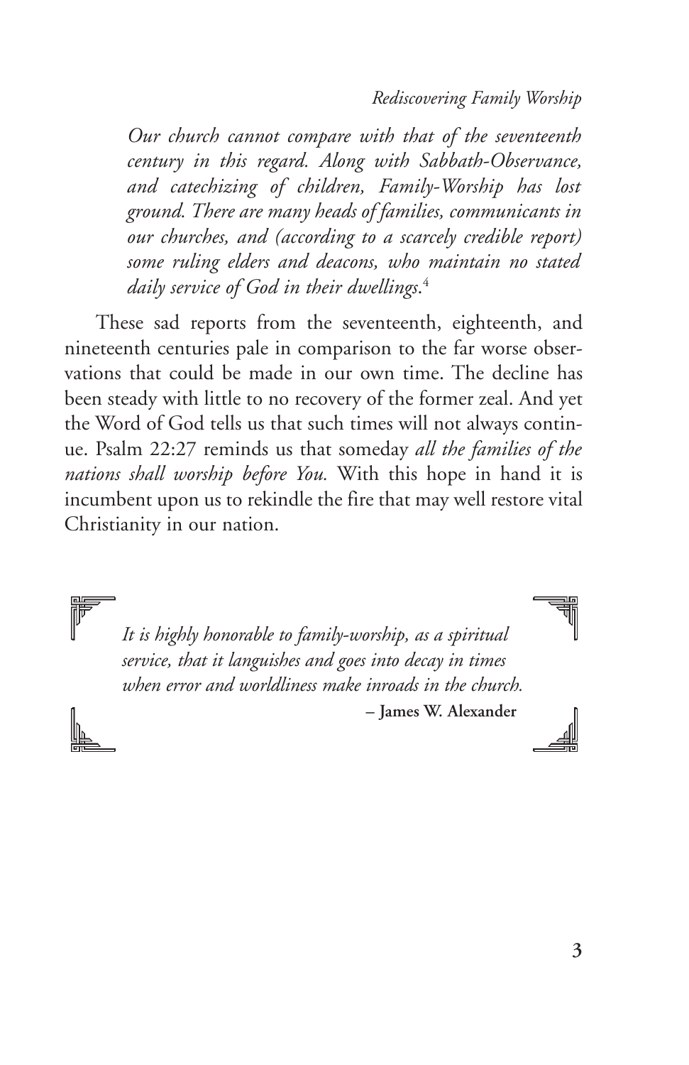*Our church cannot compare with that of the seventeenth century in this regard. Along with Sabbath-Observance, and catechizing of children, Family-Worship has lost ground. There are many heads of families, communicants in our churches, and (according to a scarcely credible report) some ruling elders and deacons, who maintain no stated daily service of God in their dwellings.*[4]

These sad reports from the seventeenth, eighteenth, and nineteenth centuries pale in comparison to the far worse observations that could be made in our own time. The decline has been steady with little to no recovery of the former zeal. And yet the Word of God tells us that such times will not always continue. Psalm 22:27 reminds us that someday *all the families of the nations shall worship before You.* With this hope in hand it is incumbent upon us to rekindle the fire that may well restore vital Christianity in our nation.

> *It is highly honorable to family-worship, as a spiritual service, that it languishes and goes into decay in times when error and worldliness make inroads in the church.*
>
> **– James W. Alexander**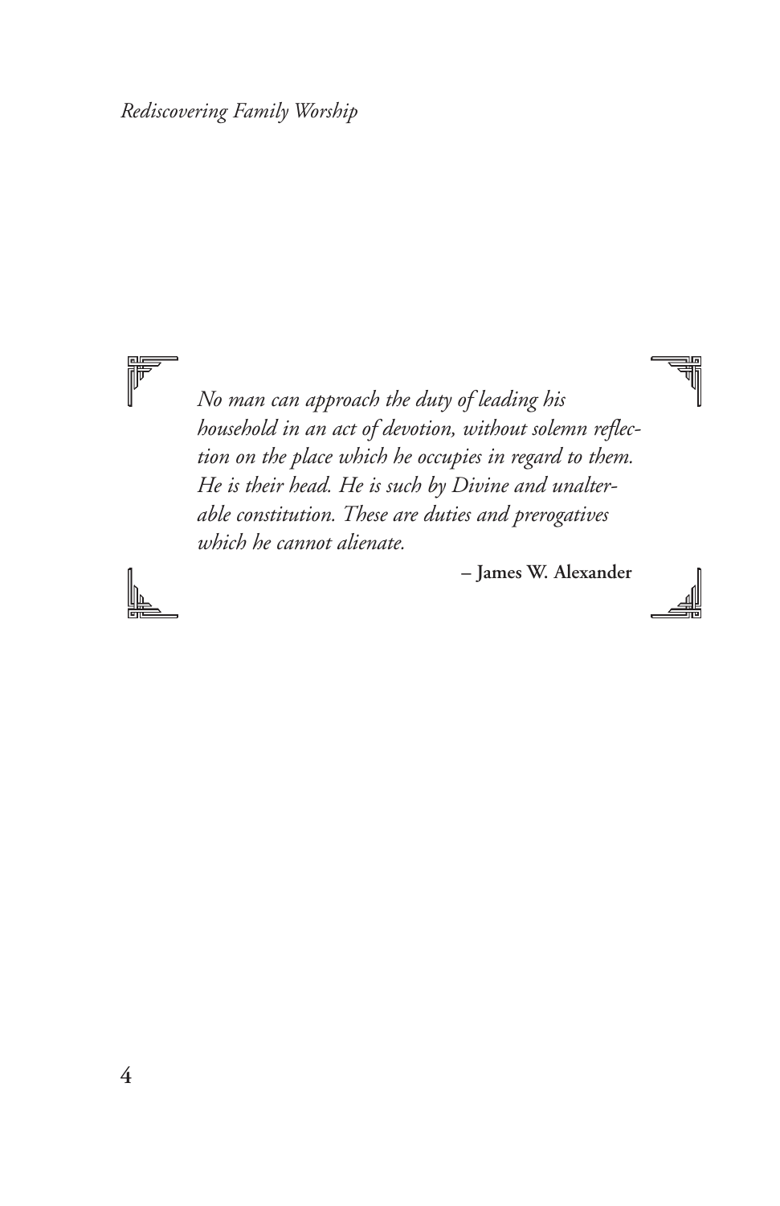*No man can approach the duty of leading his household in an act of devotion, without solemn reflection on the place which he occupies in regard to them. He is their head. He is such by Divine and unalterable constitution. These are duties and prerogatives which he cannot alienate.*

**– James W. Alexander**